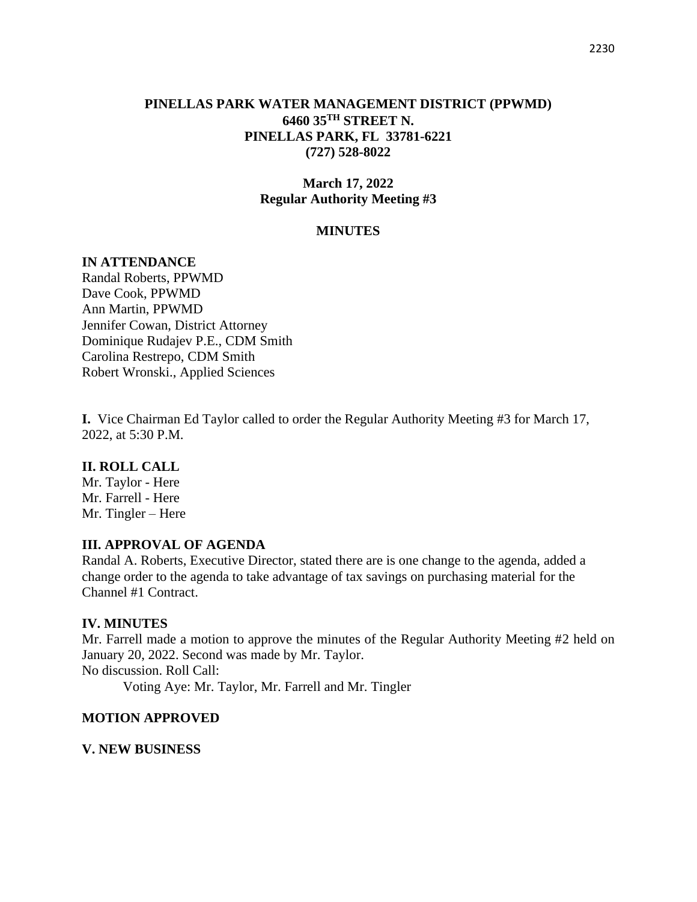**PINELLAS PARK WATER MANAGEMENT DISTRICT (PPWMD)**
**6460 35TH STREET N.**
**PINELLAS PARK, FL 33781-6221**
**(727) 528-8022**

**March 17, 2022**
**Regular Authority Meeting #3**

**MINUTES**

**IN ATTENDANCE**
Randal Roberts, PPWMD
Dave Cook, PPWMD
Ann Martin, PPWMD
Jennifer Cowan, District Attorney
Dominique Rudajev P.E., CDM Smith
Carolina Restrepo, CDM Smith
Robert Wronski., Applied Sciences

**I.** Vice Chairman Ed Taylor called to order the Regular Authority Meeting #3 for March 17, 2022, at 5:30 P.M.

**II. ROLL CALL**
Mr. Taylor - Here
Mr. Farrell - Here
Mr. Tingler – Here

**III. APPROVAL OF AGENDA**
Randal A. Roberts, Executive Director, stated there are is one change to the agenda, added a change order to the agenda to take advantage of tax savings on purchasing material for the Channel #1 Contract.

**IV. MINUTES**
Mr. Farrell made a motion to approve the minutes of the Regular Authority Meeting #2 held on January 20, 2022. Second was made by Mr. Taylor.
No discussion. Roll Call:

Voting Aye: Mr. Taylor, Mr. Farrell and Mr. Tingler

**MOTION APPROVED**

**V. NEW BUSINESS**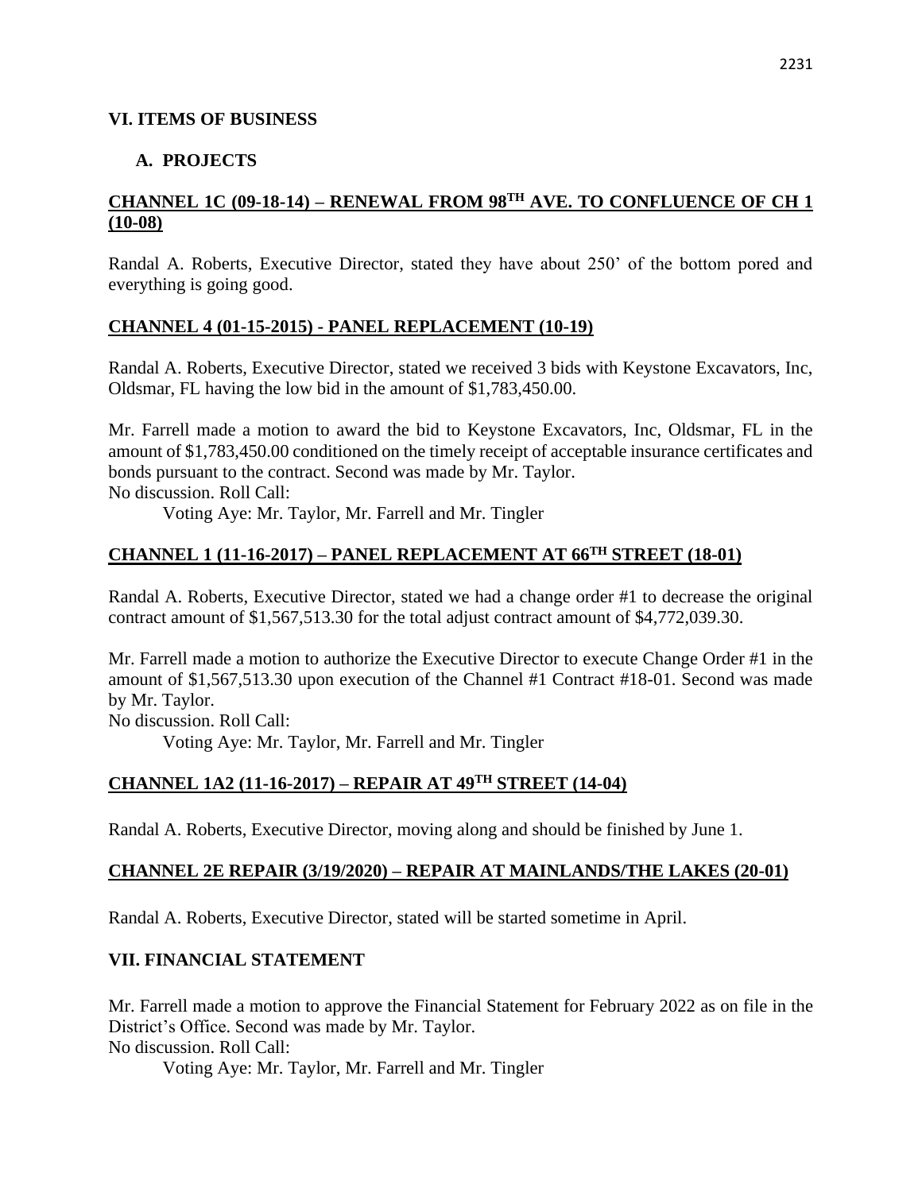## VI. ITEMS OF BUSINESS

### A. PROJECTS

**CHANNEL 1C (09-18-14) – RENEWAL FROM 98TH AVE. TO CONFLUENCE OF CH 1 (10-08)**

Randal A. Roberts, Executive Director, stated they have about 250' of the bottom pored and everything is going good.

**CHANNEL 4 (01-15-2015) - PANEL REPLACEMENT (10-19)**

Randal A. Roberts, Executive Director, stated we received 3 bids with Keystone Excavators, Inc, Oldsmar, FL having the low bid in the amount of $1,783,450.00.

Mr. Farrell made a motion to award the bid to Keystone Excavators, Inc, Oldsmar, FL in the amount of $1,783,450.00 conditioned on the timely receipt of acceptable insurance certificates and bonds pursuant to the contract. Second was made by Mr. Taylor.
No discussion. Roll Call:
Voting Aye: Mr. Taylor, Mr. Farrell and Mr. Tingler

**CHANNEL 1 (11-16-2017) – PANEL REPLACEMENT AT 66TH STREET (18-01)**

Randal A. Roberts, Executive Director, stated we had a change order #1 to decrease the original contract amount of $1,567,513.30 for the total adjust contract amount of $4,772,039.30.

Mr. Farrell made a motion to authorize the Executive Director to execute Change Order #1 in the amount of $1,567,513.30 upon execution of the Channel #1 Contract #18-01. Second was made by Mr. Taylor.
No discussion. Roll Call:
Voting Aye: Mr. Taylor, Mr. Farrell and Mr. Tingler

**CHANNEL 1A2 (11-16-2017) – REPAIR AT 49TH STREET (14-04)**

Randal A. Roberts, Executive Director, moving along and should be finished by June 1.

**CHANNEL 2E REPAIR (3/19/2020) – REPAIR AT MAINLANDS/THE LAKES (20-01)**

Randal A. Roberts, Executive Director, stated will be started sometime in April.

## VII. FINANCIAL STATEMENT

Mr. Farrell made a motion to approve the Financial Statement for February 2022 as on file in the District's Office. Second was made by Mr. Taylor.
No discussion. Roll Call:
Voting Aye: Mr. Taylor, Mr. Farrell and Mr. Tingler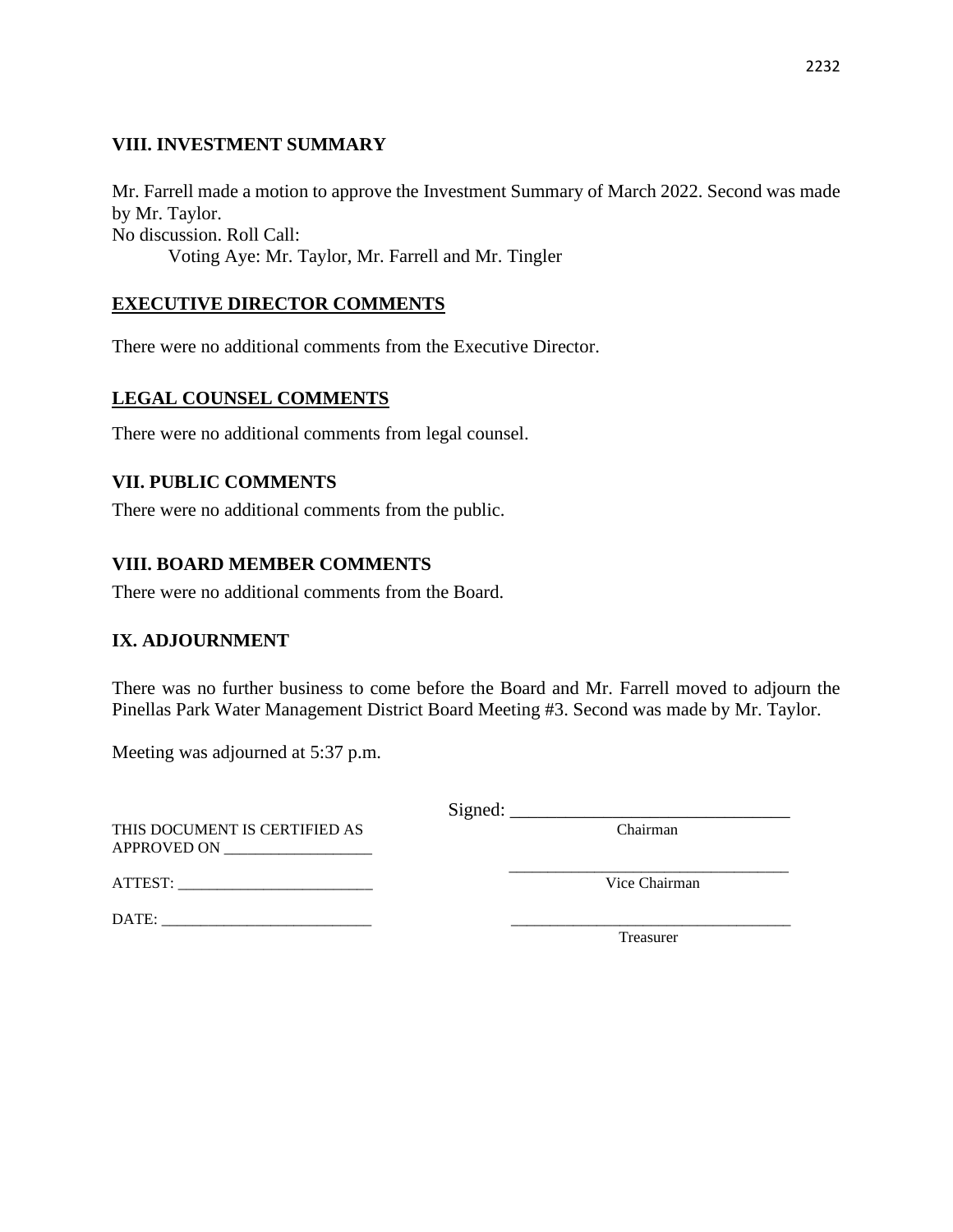## VIII. INVESTMENT SUMMARY

Mr. Farrell made a motion to approve the Investment Summary of March 2022. Second was made by Mr. Taylor.
No discussion. Roll Call:
Voting Aye: Mr. Taylor, Mr. Farrell and Mr. Tingler

## EXECUTIVE DIRECTOR COMMENTS

There were no additional comments from the Executive Director.

## LEGAL COUNSEL COMMENTS

There were no additional comments from legal counsel.

## VII. PUBLIC COMMENTS

There were no additional comments from the public.

## VIII. BOARD MEMBER COMMENTS

There were no additional comments from the Board.

## IX. ADJOURNMENT

There was no further business to come before the Board and Mr. Farrell moved to adjourn the Pinellas Park Water Management District Board Meeting #3. Second was made by Mr. Taylor.

Meeting was adjourned at 5:37 p.m.

Signed: _______________________________
Chairman

THIS DOCUMENT IS CERTIFIED AS APPROVED ON __________________

_________________________________
Vice Chairman

ATTEST: ________________________

DATE: __________________________

_________________________________
Treasurer